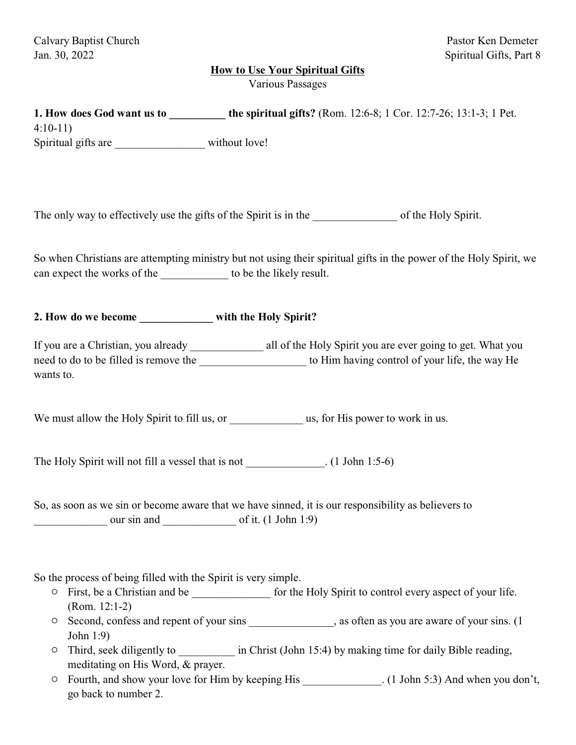Calvary Baptist Church
Jan. 30, 2022

Pastor Ken Demeter
Spiritual Gifts, Part 8

## How to Use Your Spiritual Gifts

Various Passages

**1. How does God want us to __________ the spiritual gifts?** (Rom. 12:6-8; 1 Cor. 12:7-26; 13:1-3; 1 Pet. 4:10-11)

Spiritual gifts are ________________ without love!

The only way to effectively use the gifts of the Spirit is in the _______________ of the Holy Spirit.

So when Christians are attempting ministry but not using their spiritual gifts in the power of the Holy Spirit, we can expect the works of the ____________ to be the likely result.

**2. How do we become _____________ with the Holy Spirit?**

If you are a Christian, you already _____________ all of the Holy Spirit you are ever going to get. What you need to do to be filled is remove the ___________________ to Him having control of your life, the way He wants to.

We must allow the Holy Spirit to fill us, or _____________ us, for His power to work in us.

The Holy Spirit will not fill a vessel that is not ______________. (1 John 1:5-6)

So, as soon as we sin or become aware that we have sinned, it is our responsibility as believers to _____________ our sin and _____________ of it. (1 John 1:9)

So the process of being filled with the Spirit is very simple.

- First, be a Christian and be ______________ for the Holy Spirit to control every aspect of your life. (Rom. 12:1-2)
- Second, confess and repent of your sins _______________, as often as you are aware of your sins. (1 John 1:9)
- Third, seek diligently to __________ in Christ (John 15:4) by making time for daily Bible reading, meditating on His Word, & prayer.
- Fourth, and show your love for Him by keeping His ______________. (1 John 5:3) And when you don't, go back to number 2.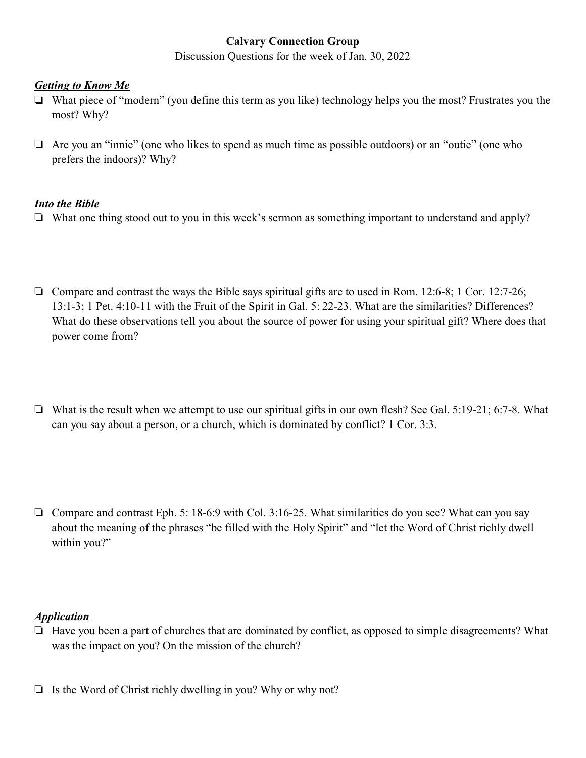**Calvary Connection Group**

Discussion Questions for the week of Jan. 30, 2022

***Getting to Know Me***

❑ What piece of "modern" (you define this term as you like) technology helps you the most? Frustrates you the most? Why?

❑ Are you an "innie" (one who likes to spend as much time as possible outdoors) or an "outie" (one who prefers the indoors)? Why?

***Into the Bible***

❑ What one thing stood out to you in this week's sermon as something important to understand and apply?

❑ Compare and contrast the ways the Bible says spiritual gifts are to used in Rom. 12:6-8; 1 Cor. 12:7-26; 13:1-3; 1 Pet. 4:10-11 with the Fruit of the Spirit in Gal. 5: 22-23. What are the similarities? Differences? What do these observations tell you about the source of power for using your spiritual gift? Where does that power come from?

❑ What is the result when we attempt to use our spiritual gifts in our own flesh? See Gal. 5:19-21; 6:7-8. What can you say about a person, or a church, which is dominated by conflict? 1 Cor. 3:3.

❑ Compare and contrast Eph. 5: 18-6:9 with Col. 3:16-25. What similarities do you see? What can you say about the meaning of the phrases "be filled with the Holy Spirit" and "let the Word of Christ richly dwell within you?"

***Application***

❑ Have you been a part of churches that are dominated by conflict, as opposed to simple disagreements? What was the impact on you? On the mission of the church?

❑ Is the Word of Christ richly dwelling in you? Why or why not?